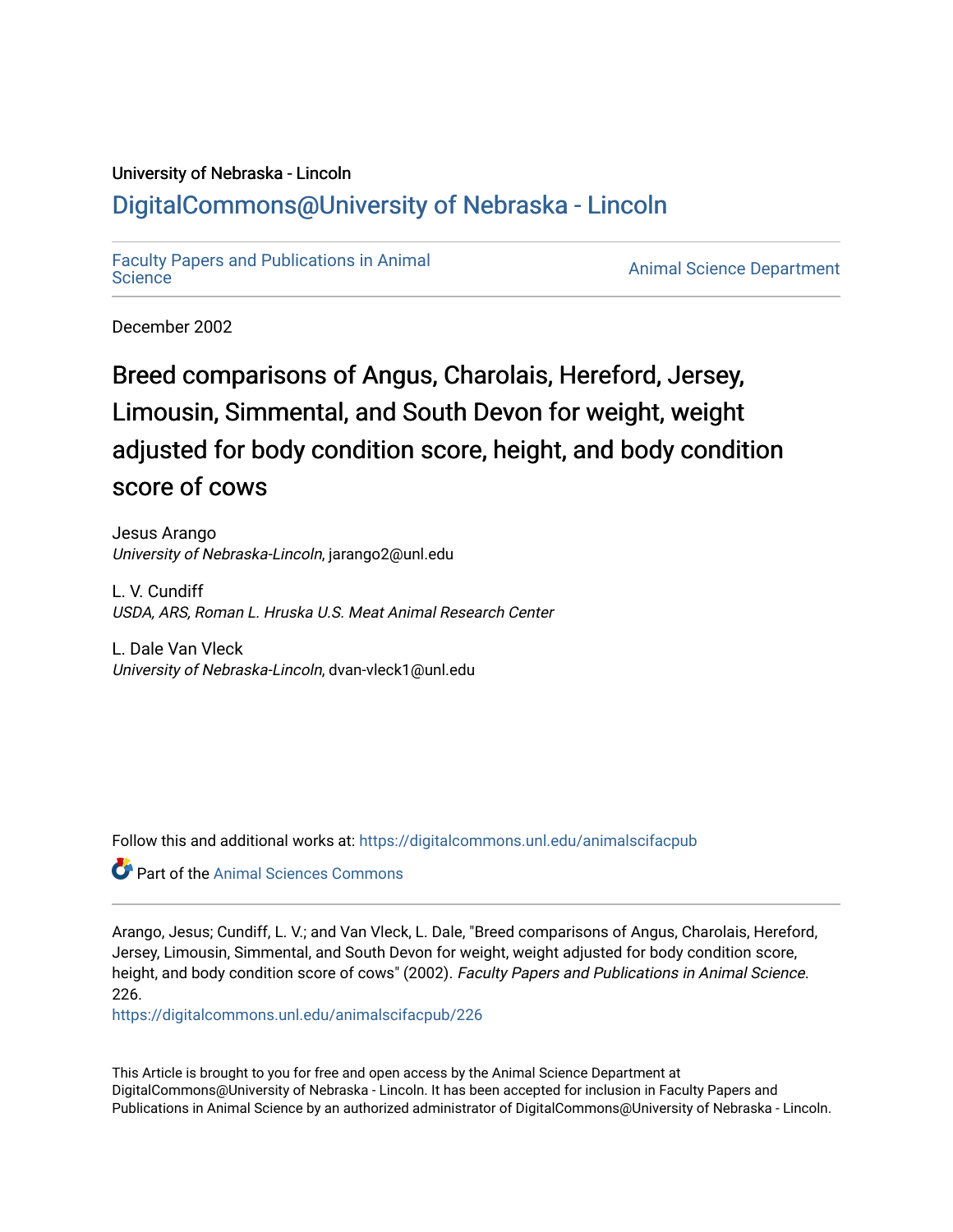University of Nebraska - Lincoln

DigitalCommons@University of Nebraska - Lincoln

Faculty Papers and Publications in Animal Science

Animal Science Department

December 2002

# Breed comparisons of Angus, Charolais, Hereford, Jersey, Limousin, Simmental, and South Devon for weight, weight adjusted for body condition score, height, and body condition score of cows

Jesus Arango
*University of Nebraska-Lincoln*, jarango2@unl.edu

L. V. Cundiff
*USDA, ARS, Roman L. Hruska U.S. Meat Animal Research Center*

L. Dale Van Vleck
*University of Nebraska-Lincoln*, dvan-vleck1@unl.edu

Follow this and additional works at: https://digitalcommons.unl.edu/animalscifacpub

Part of the Animal Sciences Commons

Arango, Jesus; Cundiff, L. V.; and Van Vleck, L. Dale, "Breed comparisons of Angus, Charolais, Hereford, Jersey, Limousin, Simmental, and South Devon for weight, weight adjusted for body condition score, height, and body condition score of cows" (2002). *Faculty Papers and Publications in Animal Science*. 226.
https://digitalcommons.unl.edu/animalscifacpub/226

This Article is brought to you for free and open access by the Animal Science Department at DigitalCommons@University of Nebraska - Lincoln. It has been accepted for inclusion in Faculty Papers and Publications in Animal Science by an authorized administrator of DigitalCommons@University of Nebraska - Lincoln.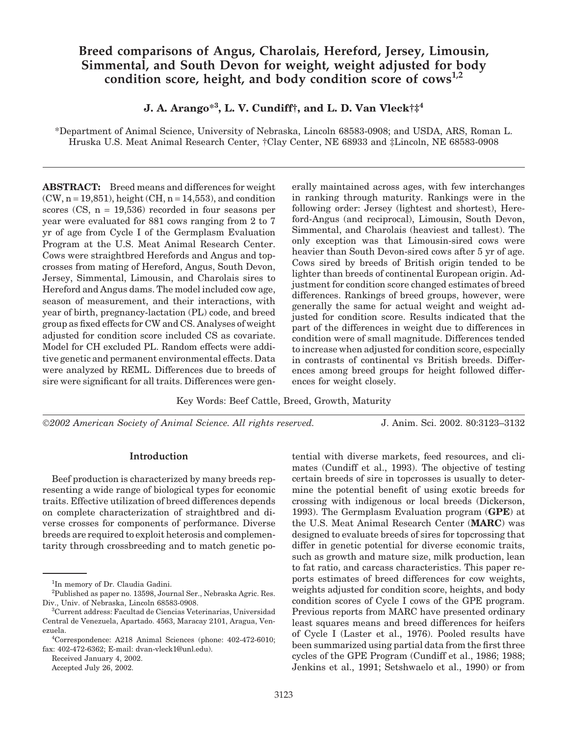# Breed comparisons of Angus, Charolais, Hereford, Jersey, Limousin, Simmental, and South Devon for weight, weight adjusted for body condition score, height, and body condition score of cows[1,2]

**J. A. Arango*[3], L. V. Cundiff†, and L. D. Van Vleck†‡[4]**

*Department of Animal Science, University of Nebraska, Lincoln 68583-0908; and USDA, ARS, Roman L. Hruska U.S. Meat Animal Research Center, †Clay Center, NE 68933 and ‡Lincoln, NE 68583-0908

**ABSTRACT:** Breed means and differences for weight (CW, n = 19,851), height (CH, n = 14,553), and condition scores (CS, n = 19,536) recorded in four seasons per year were evaluated for 881 cows ranging from 2 to 7 yr of age from Cycle I of the Germplasm Evaluation Program at the U.S. Meat Animal Research Center. Cows were straightbred Herefords and Angus and topcrosses from mating of Hereford, Angus, South Devon, Jersey, Simmental, Limousin, and Charolais sires to Hereford and Angus dams. The model included cow age, season of measurement, and their interactions, with year of birth, pregnancy-lactation (PL) code, and breed group as fixed effects for CW and CS. Analyses of weight adjusted for condition score included CS as covariate. Model for CH excluded PL. Random effects were additive genetic and permanent environmental effects. Data were analyzed by REML. Differences due to breeds of sire were significant for all traits. Differences were generally maintained across ages, with few interchanges in ranking through maturity. Rankings were in the following order: Jersey (lightest and shortest), Hereford-Angus (and reciprocal), Limousin, South Devon, Simmental, and Charolais (heaviest and tallest). The only exception was that Limousin-sired cows were heavier than South Devon-sired cows after 5 yr of age. Cows sired by breeds of British origin tended to be lighter than breeds of continental European origin. Adjustment for condition score changed estimates of breed differences. Rankings of breed groups, however, were generally the same for actual weight and weight adjusted for condition score. Results indicated that the part of the differences in weight due to differences in condition were of small magnitude. Differences tended to increase when adjusted for condition score, especially in contrasts of continental vs British breeds. Differences among breed groups for height followed differences for weight closely.

Key Words: Beef Cattle, Breed, Growth, Maturity

*©2002 American Society of Animal Science. All rights reserved.* J. Anim. Sci. 2002. 80:3123–3132

## Introduction

Beef production is characterized by many breeds representing a wide range of biological types for economic traits. Effective utilization of breed differences depends on complete characterization of straightbred and diverse crosses for components of performance. Diverse breeds are required to exploit heterosis and complementarity through crossbreeding and to match genetic potential with diverse markets, feed resources, and climates (Cundiff et al., 1993). The objective of testing certain breeds of sire in topcrosses is usually to determine the potential benefit of using exotic breeds for crossing with indigenous or local breeds (Dickerson, 1993). The Germplasm Evaluation program (**GPE**) at the U.S. Meat Animal Research Center (**MARC**) was designed to evaluate breeds of sires for topcrossing that differ in genetic potential for diverse economic traits, such as growth and mature size, milk production, lean to fat ratio, and carcass characteristics. This paper reports estimates of breed differences for cow weights, weights adjusted for condition score, heights, and body condition scores of Cycle I cows of the GPE program. Previous reports from MARC have presented ordinary least squares means and breed differences for heifers of Cycle I (Laster et al., 1976). Pooled results have been summarized using partial data from the first three cycles of the GPE Program (Cundiff et al., 1986; 1988; Jenkins et al., 1991; Setshwaelo et al., 1990) or from

[1]In memory of Dr. Claudia Gadini.

[2]Published as paper no. 13598, Journal Ser., Nebraska Agric. Res. Div., Univ. of Nebraska, Lincoln 68583-0908.

[3]Current address: Facultad de Ciencias Veterinarias, Universidad Central de Venezuela, Apartado. 4563, Maracay 2101, Aragua, Venezuela.

[4]Correspondence: A218 Animal Sciences (phone: 402-472-6010; fax: 402-472-6362; E-mail: dvan-vleck1@unl.edu).

Received January 4, 2002.

Accepted July 26, 2002.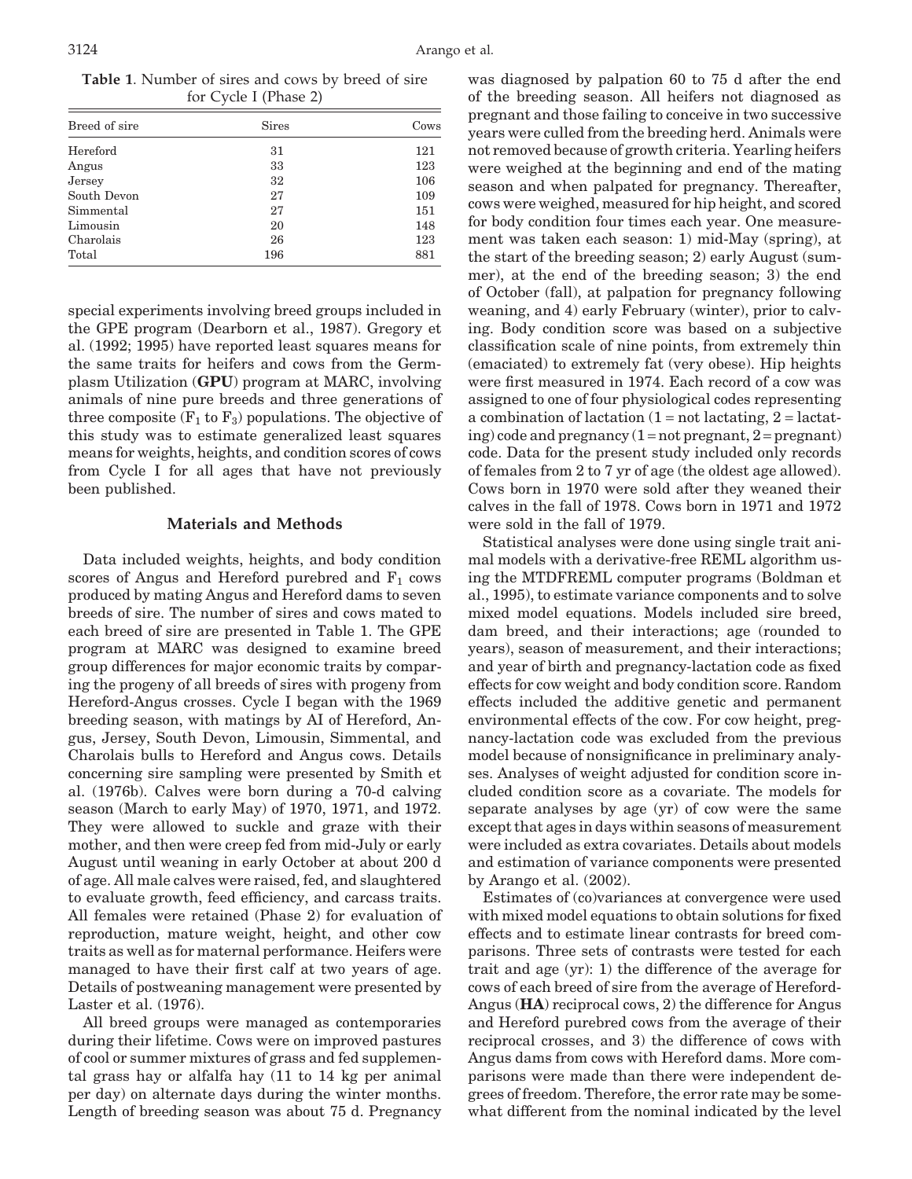**Table 1**. Number of sires and cows by breed of sire for Cycle I (Phase 2)

| Breed of sire | Sires | Cows |
|---|---|---|
| Hereford | 31 | 121 |
| Angus | 33 | 123 |
| Jersey | 32 | 106 |
| South Devon | 27 | 109 |
| Simmental | 27 | 151 |
| Limousin | 20 | 148 |
| Charolais | 26 | 123 |
| Total | 196 | 881 |

special experiments involving breed groups included in the GPE program (Dearborn et al., 1987). Gregory et al. (1992; 1995) have reported least squares means for the same traits for heifers and cows from the Germplasm Utilization (**GPU**) program at MARC, involving animals of nine pure breeds and three generations of three composite ($F_1$ to $F_3$) populations. The objective of this study was to estimate generalized least squares means for weights, heights, and condition scores of cows from Cycle I for all ages that have not previously been published.

## Materials and Methods

Data included weights, heights, and body condition scores of Angus and Hereford purebred and $F_1$ cows produced by mating Angus and Hereford dams to seven breeds of sire. The number of sires and cows mated to each breed of sire are presented in Table 1. The GPE program at MARC was designed to examine breed group differences for major economic traits by comparing the progeny of all breeds of sires with progeny from Hereford-Angus crosses. Cycle I began with the 1969 breeding season, with matings by AI of Hereford, Angus, Jersey, South Devon, Limousin, Simmental, and Charolais bulls to Hereford and Angus cows. Details concerning sire sampling were presented by Smith et al. (1976b). Calves were born during a 70-d calving season (March to early May) of 1970, 1971, and 1972. They were allowed to suckle and graze with their mother, and then were creep fed from mid-July or early August until weaning in early October at about 200 d of age. All male calves were raised, fed, and slaughtered to evaluate growth, feed efficiency, and carcass traits. All females were retained (Phase 2) for evaluation of reproduction, mature weight, height, and other cow traits as well as for maternal performance. Heifers were managed to have their first calf at two years of age. Details of postweaning management were presented by Laster et al. (1976).

All breed groups were managed as contemporaries during their lifetime. Cows were on improved pastures of cool or summer mixtures of grass and fed supplemental grass hay or alfalfa hay (11 to 14 kg per animal per day) on alternate days during the winter months. Length of breeding season was about 75 d. Pregnancy was diagnosed by palpation 60 to 75 d after the end of the breeding season. All heifers not diagnosed as pregnant and those failing to conceive in two successive years were culled from the breeding herd. Animals were not removed because of growth criteria. Yearling heifers were weighed at the beginning and end of the mating season and when palpated for pregnancy. Thereafter, cows were weighed, measured for hip height, and scored for body condition four times each year. One measurement was taken each season: 1) mid-May (spring), at the start of the breeding season; 2) early August (summer), at the end of the breeding season; 3) the end of October (fall), at palpation for pregnancy following weaning, and 4) early February (winter), prior to calving. Body condition score was based on a subjective classification scale of nine points, from extremely thin (emaciated) to extremely fat (very obese). Hip heights were first measured in 1974. Each record of a cow was assigned to one of four physiological codes representing a combination of lactation (1 = not lactating, 2 = lactating) code and pregnancy (1 = not pregnant, 2 = pregnant) code. Data for the present study included only records of females from 2 to 7 yr of age (the oldest age allowed). Cows born in 1970 were sold after they weaned their calves in the fall of 1978. Cows born in 1971 and 1972 were sold in the fall of 1979.

Statistical analyses were done using single trait animal models with a derivative-free REML algorithm using the MTDFREML computer programs (Boldman et al., 1995), to estimate variance components and to solve mixed model equations. Models included sire breed, dam breed, and their interactions; age (rounded to years), season of measurement, and their interactions; and year of birth and pregnancy-lactation code as fixed effects for cow weight and body condition score. Random effects included the additive genetic and permanent environmental effects of the cow. For cow height, pregnancy-lactation code was excluded from the previous model because of nonsignificance in preliminary analyses. Analyses of weight adjusted for condition score included condition score as a covariate. The models for separate analyses by age (yr) of cow were the same except that ages in days within seasons of measurement were included as extra covariates. Details about models and estimation of variance components were presented by Arango et al. (2002).

Estimates of (co)variances at convergence were used with mixed model equations to obtain solutions for fixed effects and to estimate linear contrasts for breed comparisons. Three sets of contrasts were tested for each trait and age (yr): 1) the difference of the average for cows of each breed of sire from the average of Hereford-Angus (**HA**) reciprocal cows, 2) the difference for Angus and Hereford purebred cows from the average of their reciprocal crosses, and 3) the difference of cows with Angus dams from cows with Hereford dams. More comparisons were made than there were independent degrees of freedom. Therefore, the error rate may be somewhat different from the nominal indicated by the level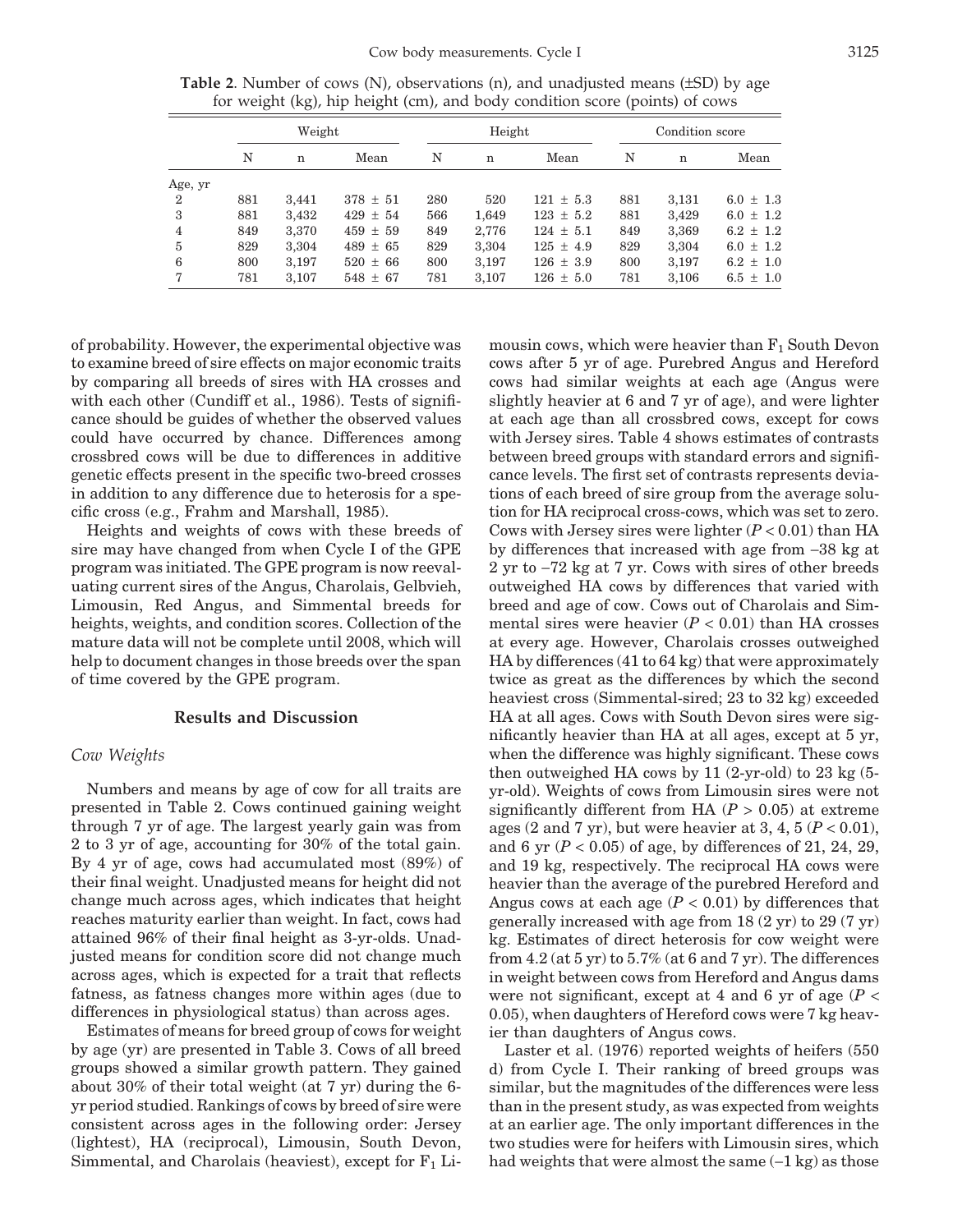**Table 2**. Number of cows (N), observations (n), and unadjusted means (±SD) by age for weight (kg), hip height (cm), and body condition score (points) of cows

| | Weight | | | Height | | | Condition score | | |
|---|---|---|---|---|---|---|---|---|---|
| | N | n | Mean | N | n | Mean | N | n | Mean |
| Age, yr | | | | | | | | | |
| 2 | 881 | 3,441 | 378 ± 51 | 280 | 520 | 121 ± 5.3 | 881 | 3,131 | 6.0 ± 1.3 |
| 3 | 881 | 3,432 | 429 ± 54 | 566 | 1,649 | 123 ± 5.2 | 881 | 3,429 | 6.0 ± 1.2 |
| 4 | 849 | 3,370 | 459 ± 59 | 849 | 2,776 | 124 ± 5.1 | 849 | 3,369 | 6.2 ± 1.2 |
| 5 | 829 | 3,304 | 489 ± 65 | 829 | 3,304 | 125 ± 4.9 | 829 | 3,304 | 6.0 ± 1.2 |
| 6 | 800 | 3,197 | 520 ± 66 | 800 | 3,197 | 126 ± 3.9 | 800 | 3,197 | 6.2 ± 1.0 |
| 7 | 781 | 3,107 | 548 ± 67 | 781 | 3,107 | 126 ± 5.0 | 781 | 3,106 | 6.5 ± 1.0 |

of probability. However, the experimental objective was to examine breed of sire effects on major economic traits by comparing all breeds of sires with HA crosses and with each other (Cundiff et al., 1986). Tests of significance should be guides of whether the observed values could have occurred by chance. Differences among crossbred cows will be due to differences in additive genetic effects present in the specific two-breed crosses in addition to any difference due to heterosis for a specific cross (e.g., Frahm and Marshall, 1985).

Heights and weights of cows with these breeds of sire may have changed from when Cycle I of the GPE program was initiated. The GPE program is now reevaluating current sires of the Angus, Charolais, Gelbvieh, Limousin, Red Angus, and Simmental breeds for heights, weights, and condition scores. Collection of the mature data will not be complete until 2008, which will help to document changes in those breeds over the span of time covered by the GPE program.

## Results and Discussion

### *Cow Weights*

Numbers and means by age of cow for all traits are presented in Table 2. Cows continued gaining weight through 7 yr of age. The largest yearly gain was from 2 to 3 yr of age, accounting for 30% of the total gain. By 4 yr of age, cows had accumulated most (89%) of their final weight. Unadjusted means for height did not change much across ages, which indicates that height reaches maturity earlier than weight. In fact, cows had attained 96% of their final height as 3-yr-olds. Unadjusted means for condition score did not change much across ages, which is expected for a trait that reflects fatness, as fatness changes more within ages (due to differences in physiological status) than across ages.

Estimates of means for breed group of cows for weight by age (yr) are presented in Table 3. Cows of all breed groups showed a similar growth pattern. They gained about 30% of their total weight (at 7 yr) during the 6-yr period studied. Rankings of cows by breed of sire were consistent across ages in the following order: Jersey (lightest), HA (reciprocal), Limousin, South Devon, Simmental, and Charolais (heaviest), except for $F_1$ Limousin cows, which were heavier than $F_1$ South Devon cows after 5 yr of age. Purebred Angus and Hereford cows had similar weights at each age (Angus were slightly heavier at 6 and 7 yr of age), and were lighter at each age than all crossbred cows, except for cows with Jersey sires. Table 4 shows estimates of contrasts between breed groups with standard errors and significance levels. The first set of contrasts represents deviations of each breed of sire group from the average solution for HA reciprocal cross-cows, which was set to zero. Cows with Jersey sires were lighter ($P < 0.01$) than HA by differences that increased with age from −38 kg at 2 yr to −72 kg at 7 yr. Cows with sires of other breeds outweighed HA cows by differences that varied with breed and age of cow. Cows out of Charolais and Simmental sires were heavier ($P < 0.01$) than HA crosses at every age. However, Charolais crosses outweighed HA by differences (41 to 64 kg) that were approximately twice as great as the differences by which the second heaviest cross (Simmental-sired; 23 to 32 kg) exceeded HA at all ages. Cows with South Devon sires were significantly heavier than HA at all ages, except at 5 yr, when the difference was highly significant. These cows then outweighed HA cows by 11 (2-yr-old) to 23 kg (5-yr-old). Weights of cows from Limousin sires were not significantly different from HA ($P > 0.05$) at extreme ages (2 and 7 yr), but were heavier at 3, 4, 5 ($P < 0.01$), and 6 yr ($P < 0.05$) of age, by differences of 21, 24, 29, and 19 kg, respectively. The reciprocal HA cows were heavier than the average of the purebred Hereford and Angus cows at each age ($P < 0.01$) by differences that generally increased with age from 18 (2 yr) to 29 (7 yr) kg. Estimates of direct heterosis for cow weight were from 4.2 (at 5 yr) to 5.7% (at 6 and 7 yr). The differences in weight between cows from Hereford and Angus dams were not significant, except at 4 and 6 yr of age ($P < 0.05$), when daughters of Hereford cows were 7 kg heavier than daughters of Angus cows.

Laster et al. (1976) reported weights of heifers (550 d) from Cycle I. Their ranking of breed groups was similar, but the magnitudes of the differences were less than in the present study, as was expected from weights at an earlier age. The only important differences in the two studies were for heifers with Limousin sires, which had weights that were almost the same (−1 kg) as those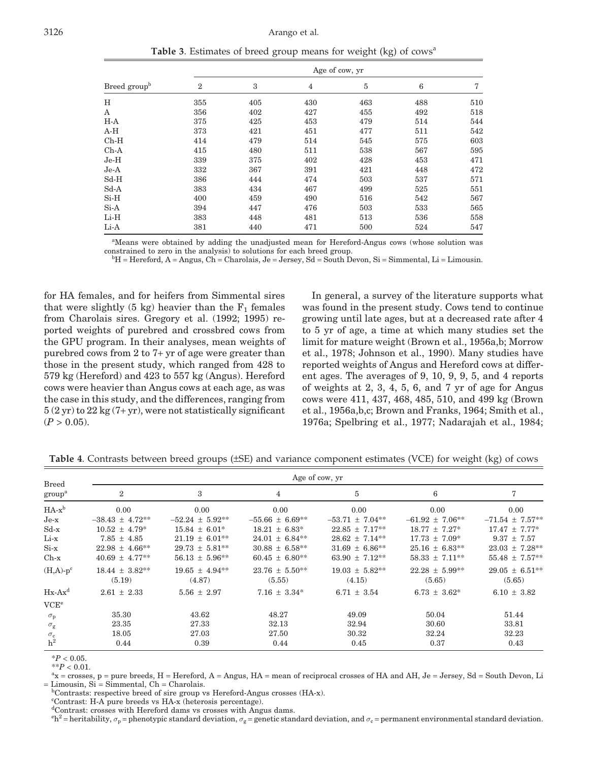**Table 3**. Estimates of breed group means for weight (kg) of cows[a]

| Breed group[b] | Age of cow, yr | | | | | |
|---|---|---|---|---|---|---|
| | 2 | 3 | 4 | 5 | 6 | 7 |
| H | 355 | 405 | 430 | 463 | 488 | 510 |
| A | 356 | 402 | 427 | 455 | 492 | 518 |
| H-A | 375 | 425 | 453 | 479 | 514 | 544 |
| A-H | 373 | 421 | 451 | 477 | 511 | 542 |
| Ch-H | 414 | 479 | 514 | 545 | 575 | 603 |
| Ch-A | 415 | 480 | 511 | 538 | 567 | 595 |
| Je-H | 339 | 375 | 402 | 428 | 453 | 471 |
| Je-A | 332 | 367 | 391 | 421 | 448 | 472 |
| Sd-H | 386 | 444 | 474 | 503 | 537 | 571 |
| Sd-A | 383 | 434 | 467 | 499 | 525 | 551 |
| Si-H | 400 | 459 | 490 | 516 | 542 | 567 |
| Si-A | 394 | 447 | 476 | 503 | 533 | 565 |
| Li-H | 383 | 448 | 481 | 513 | 536 | 558 |
| Li-A | 381 | 440 | 471 | 500 | 524 | 547 |

[a]Means were obtained by adding the unadjusted mean for Hereford-Angus cows (whose solution was constrained to zero in the analysis) to solutions for each breed group.
[b]H = Hereford, A = Angus, Ch = Charolais, Je = Jersey, Sd = South Devon, Si = Simmental, Li = Limousin.

for HA females, and for heifers from Simmental sires that were slightly (5 kg) heavier than the $F_1$ females from Charolais sires. Gregory et al. (1992; 1995) reported weights of purebred and crossbred cows from the GPU program. In their analyses, mean weights of purebred cows from 2 to 7+ yr of age were greater than those in the present study, which ranged from 428 to 579 kg (Hereford) and 423 to 557 kg (Angus). Hereford cows were heavier than Angus cows at each age, as was the case in this study, and the differences, ranging from 5 (2 yr) to 22 kg (7+ yr), were not statistically significant ($P > 0.05$).

In general, a survey of the literature supports what was found in the present study. Cows tend to continue growing until late ages, but at a decreased rate after 4 to 5 yr of age, a time at which many studies set the limit for mature weight (Brown et al., 1956a,b; Morrow et al., 1978; Johnson et al., 1990). Many studies have reported weights of Angus and Hereford cows at different ages. The averages of 9, 10, 9, 9, 5, and 4 reports of weights at 2, 3, 4, 5, 6, and 7 yr of age for Angus cows were 411, 437, 468, 485, 510, and 499 kg (Brown et al., 1956a,b,c; Brown and Franks, 1964; Smith et al., 1976a; Spelbring et al., 1977; Nadarajah et al., 1984;

**Table 4**. Contrasts between breed groups (±SE) and variance component estimates (VCE) for weight (kg) of cows

| Breed group[a] | Age of cow, yr | | | | | |
|---|---|---|---|---|---|---|
| | 2 | 3 | 4 | 5 | 6 | 7 |
| HA-x[b] | 0.00 | 0.00 | 0.00 | 0.00 | 0.00 | 0.00 |
| Je-x | −38.43 ± 4.72** | −52.24 ± 5.92** | −55.66 ± 6.69** | −53.71 ± 7.04** | −61.92 ± 7.06** | −71.54 ± 7.57** |
| Sd-x | 10.52 ± 4.79* | 15.84 ± 6.01* | 18.21 ± 6.83* | 22.85 ± 7.17** | 18.77 ± 7.27* | 17.47 ± 7.77* |
| Li-x | 7.85 ± 4.85 | 21.19 ± 6.01** | 24.01 ± 6.84** | 28.62 ± 7.14** | 17.73 ± 7.09* | 9.37 ± 7.57 |
| Si-x | 22.98 ± 4.66** | 29.73 ± 5.81** | 30.88 ± 6.58** | 31.69 ± 6.86** | 25.16 ± 6.83** | 23.03 ± 7.28** |
| Ch-x | 40.69 ± 4.77** | 56.13 ± 5.96** | 60.45 ± 6.80** | 63.90 ± 7.11** | 58.33 ± 7.11** | 55.48 ± 7.57** |
| (H,A)-p[c] | 18.44 ± 3.82** (5.19) | 19.65 ± 4.94** (4.87) | 23.76 ± 5.50** (5.55) | 19.03 ± 5.82** (4.15) | 22.28 ± 5.99** (5.65) | 29.05 ± 6.51** (5.65) |
| Hx-Ax[d] | 2.61 ± 2.33 | 5.56 ± 2.97 | 7.16 ± 3.34* | 6.71 ± 3.54 | 6.73 ± 3.62* | 6.10 ± 3.82 |
| VCE[e] | | | | | | |
| $\sigma_p$ | 35.30 | 43.62 | 48.27 | 49.09 | 50.04 | 51.44 |
| $\sigma_g$ | 23.35 | 27.33 | 32.13 | 32.94 | 30.60 | 33.81 |
| $\sigma_c$ | 18.05 | 27.03 | 27.50 | 30.32 | 32.24 | 32.23 |
| $h^2$ | 0.44 | 0.39 | 0.44 | 0.45 | 0.37 | 0.43 |

*$P < 0.05$.
**$P < 0.01$.
[a]x = crosses, p = pure breeds, H = Hereford, A = Angus, HA = mean of reciprocal crosses of HA and AH, Je = Jersey, Sd = South Devon, Li = Limousin, Si = Simmental, Ch = Charolais.
[b]Contrasts: respective breed of sire group vs Hereford-Angus crosses (HA-x).
[c]Contrast: H-A pure breeds vs HA-x (heterosis percentage).
[d]Contrast: crosses with Hereford dams vs crosses with Angus dams.
[e]$h^2$ = heritability, $\sigma_p$ = phenotypic standard deviation, $\sigma_g$ = genetic standard deviation, and $\sigma_c$ = permanent environmental standard deviation.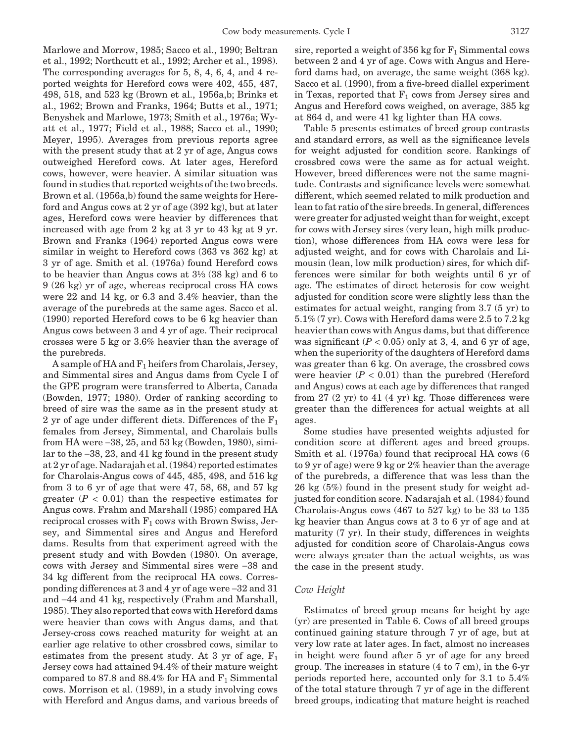Marlowe and Morrow, 1985; Sacco et al., 1990; Beltran et al., 1992; Northcutt et al., 1992; Archer et al., 1998). The corresponding averages for 5, 8, 4, 6, 4, and 4 reported weights for Hereford cows were 402, 455, 487, 498, 518, and 523 kg (Brown et al., 1956a,b; Brinks et al., 1962; Brown and Franks, 1964; Butts et al., 1971; Benyshek and Marlowe, 1973; Smith et al., 1976a; Wyatt et al., 1977; Field et al., 1988; Sacco et al., 1990; Meyer, 1995). Averages from previous reports agree with the present study that at 2 yr of age, Angus cows outweighed Hereford cows. At later ages, Hereford cows, however, were heavier. A similar situation was found in studies that reported weights of the two breeds. Brown et al. (1956a,b) found the same weights for Hereford and Angus cows at 2 yr of age (392 kg), but at later ages, Hereford cows were heavier by differences that increased with age from 2 kg at 3 yr to 43 kg at 9 yr. Brown and Franks (1964) reported Angus cows were similar in weight to Hereford cows (363 vs 362 kg) at 3 yr of age. Smith et al. (1976a) found Hereford cows to be heavier than Angus cows at 3⅓ (38 kg) and 6 to 9 (26 kg) yr of age, whereas reciprocal cross HA cows were 22 and 14 kg, or 6.3 and 3.4% heavier, than the average of the purebreds at the same ages. Sacco et al. (1990) reported Hereford cows to be 6 kg heavier than Angus cows between 3 and 4 yr of age. Their reciprocal crosses were 5 kg or 3.6% heavier than the average of the purebreds.

A sample of HA and $F_1$ heifers from Charolais, Jersey, and Simmental sires and Angus dams from Cycle I of the GPE program were transferred to Alberta, Canada (Bowden, 1977; 1980). Order of ranking according to breed of sire was the same as in the present study at 2 yr of age under different diets. Differences of the $F_1$ females from Jersey, Simmental, and Charolais bulls from HA were −38, 25, and 53 kg (Bowden, 1980), similar to the −38, 23, and 41 kg found in the present study at 2 yr of age. Nadarajah et al. (1984) reported estimates for Charolais-Angus cows of 445, 485, 498, and 516 kg from 3 to 6 yr of age that were 47, 58, 68, and 57 kg greater ($P < 0.01$) than the respective estimates for Angus cows. Frahm and Marshall (1985) compared HA reciprocal crosses with $F_1$ cows with Brown Swiss, Jersey, and Simmental sires and Angus and Hereford dams. Results from that experiment agreed with the present study and with Bowden (1980). On average, cows with Jersey and Simmental sires were −38 and 34 kg different from the reciprocal HA cows. Corresponding differences at 3 and 4 yr of age were −32 and 31 and −44 and 41 kg, respectively (Frahm and Marshall, 1985). They also reported that cows with Hereford dams were heavier than cows with Angus dams, and that Jersey-cross cows reached maturity for weight at an earlier age relative to other crossbred cows, similar to estimates from the present study. At 3 yr of age, $F_1$ Jersey cows had attained 94.4% of their mature weight compared to 87.8 and 88.4% for HA and $F_1$ Simmental cows. Morrison et al. (1989), in a study involving cows with Hereford and Angus dams, and various breeds of sire, reported a weight of 356 kg for $F_1$ Simmental cows between 2 and 4 yr of age. Cows with Angus and Hereford dams had, on average, the same weight (368 kg). Sacco et al. (1990), from a five-breed diallel experiment in Texas, reported that $F_1$ cows from Jersey sires and Angus and Hereford cows weighed, on average, 385 kg at 864 d, and were 41 kg lighter than HA cows.

Table 5 presents estimates of breed group contrasts and standard errors, as well as the significance levels for weight adjusted for condition score. Rankings of crossbred cows were the same as for actual weight. However, breed differences were not the same magnitude. Contrasts and significance levels were somewhat different, which seemed related to milk production and lean to fat ratio of the sire breeds. In general, differences were greater for adjusted weight than for weight, except for cows with Jersey sires (very lean, high milk production), whose differences from HA cows were less for adjusted weight, and for cows with Charolais and Limousin (lean, low milk production) sires, for which differences were similar for both weights until 6 yr of age. The estimates of direct heterosis for cow weight adjusted for condition score were slightly less than the estimates for actual weight, ranging from 3.7 (5 yr) to 5.1% (7 yr). Cows with Hereford dams were 2.5 to 7.2 kg heavier than cows with Angus dams, but that difference was significant ($P < 0.05$) only at 3, 4, and 6 yr of age, when the superiority of the daughters of Hereford dams was greater than 6 kg. On average, the crossbred cows were heavier ($P < 0.01$) than the purebred (Hereford and Angus) cows at each age by differences that ranged from 27 (2 yr) to 41 (4 yr) kg. Those differences were greater than the differences for actual weights at all ages.

Some studies have presented weights adjusted for condition score at different ages and breed groups. Smith et al. (1976a) found that reciprocal HA cows (6 to 9 yr of age) were 9 kg or 2% heavier than the average of the purebreds, a difference that was less than the 26 kg (5%) found in the present study for weight adjusted for condition score. Nadarajah et al. (1984) found Charolais-Angus cows (467 to 527 kg) to be 33 to 135 kg heavier than Angus cows at 3 to 6 yr of age and at maturity (7 yr). In their study, differences in weights adjusted for condition score of Charolais-Angus cows were always greater than the actual weights, as was the case in the present study.

### Cow Height

Estimates of breed group means for height by age (yr) are presented in Table 6. Cows of all breed groups continued gaining stature through 7 yr of age, but at very low rate at later ages. In fact, almost no increases in height were found after 5 yr of age for any breed group. The increases in stature (4 to 7 cm), in the 6-yr periods reported here, accounted only for 3.1 to 5.4% of the total stature through 7 yr of age in the different breed groups, indicating that mature height is reached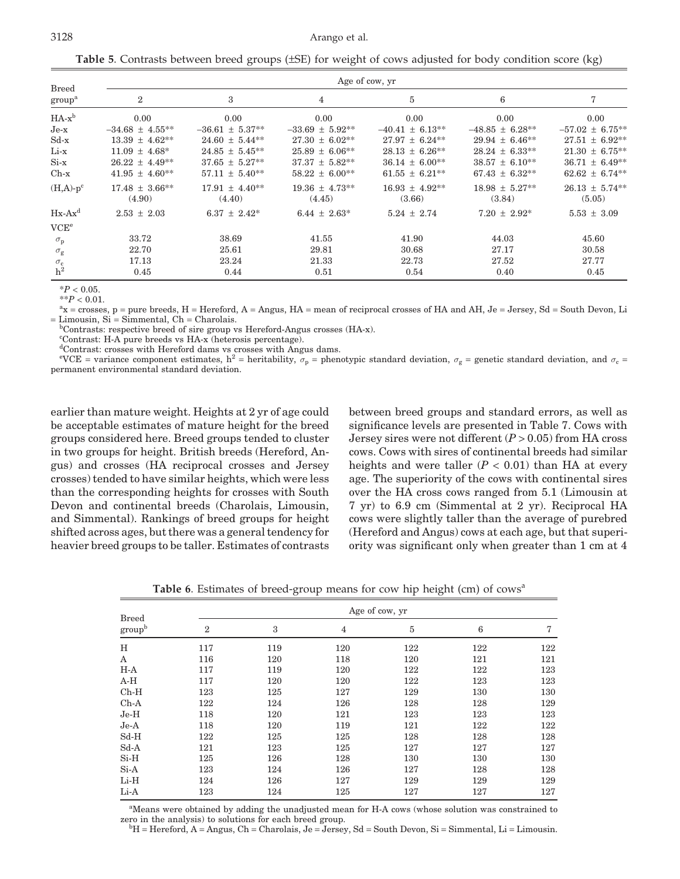**Table 5**. Contrasts between breed groups (±SE) for weight of cows adjusted for body condition score (kg)

| Breed group[a] | Age of cow, yr | | | | | |
|---|---|---|---|---|---|---|
| | 2 | 3 | 4 | 5 | 6 | 7 |
| HA-x[b] | 0.00 | 0.00 | 0.00 | 0.00 | 0.00 | 0.00 |
| Je-x | −34.68 ± 4.55** | −36.61 ± 5.37** | −33.69 ± 5.92** | −40.41 ± 6.13** | −48.85 ± 6.28** | −57.02 ± 6.75** |
| Sd-x | 13.39 ± 4.62** | 24.60 ± 5.44** | 27.30 ± 6.02** | 27.97 ± 6.24** | 29.94 ± 6.46** | 27.51 ± 6.92** |
| Li-x | 11.09 ± 4.68* | 24.85 ± 5.45** | 25.89 ± 6.06** | 28.13 ± 6.26** | 28.24 ± 6.33** | 21.30 ± 6.75** |
| Si-x | 26.22 ± 4.49** | 37.65 ± 5.27** | 37.37 ± 5.82** | 36.14 ± 6.00** | 38.57 ± 6.10** | 36.71 ± 6.49** |
| Ch-x | 41.95 ± 4.60** | 57.11 ± 5.40** | 58.22 ± 6.00** | 61.55 ± 6.21** | 67.43 ± 6.32** | 62.62 ± 6.74** |
| (H,A)-p[c] | 17.48 ± 3.66** (4.90) | 17.91 ± 4.40** (4.40) | 19.36 ± 4.73** (4.45) | 16.93 ± 4.92** (3.66) | 18.98 ± 5.27** (3.84) | 26.13 ± 5.74** (5.05) |
| Hx-Ax[d] | 2.53 ± 2.03 | 6.37 ± 2.42* | 6.44 ± 2.63* | 5.24 ± 2.74 | 7.20 ± 2.92* | 5.53 ± 3.09 |
| VCE[e] | | | | | | |
| $\sigma_p$ | 33.72 | 38.69 | 41.55 | 41.90 | 44.03 | 45.60 |
| $\sigma_g$ | 22.70 | 25.61 | 29.81 | 30.68 | 27.17 | 30.58 |
| $\sigma_c$ | 17.13 | 23.24 | 21.33 | 22.73 | 27.52 | 27.77 |
| $h^2$ | 0.45 | 0.44 | 0.51 | 0.54 | 0.40 | 0.45 |

*$P < 0.05$.
**$P < 0.01$.
[a]x = crosses, p = pure breeds, H = Hereford, A = Angus, HA = mean of reciprocal crosses of HA and AH, Je = Jersey, Sd = South Devon, Li = Limousin, Si = Simmental, Ch = Charolais.
[b]Contrasts: respective breed of sire group vs Hereford-Angus crosses (HA-x).
[c]Contrast: H-A pure breeds vs HA-x (heterosis percentage).
[d]Contrast: crosses with Hereford dams vs crosses with Angus dams.
[e]VCE = variance component estimates, $h^2$ = heritability, $\sigma_p$ = phenotypic standard deviation, $\sigma_g$ = genetic standard deviation, and $\sigma_c$ = permanent environmental standard deviation.

earlier than mature weight. Heights at 2 yr of age could be acceptable estimates of mature height for the breed groups considered here. Breed groups tended to cluster in two groups for height. British breeds (Hereford, Angus) and crosses (HA reciprocal crosses and Jersey crosses) tended to have similar heights, which were less than the corresponding heights for crosses with South Devon and continental breeds (Charolais, Limousin, and Simmental). Rankings of breed groups for height shifted across ages, but there was a general tendency for heavier breed groups to be taller. Estimates of contrasts between breed groups and standard errors, as well as significance levels are presented in Table 7. Cows with Jersey sires were not different ($P > 0.05$) from HA cross cows. Cows with sires of continental breeds had similar heights and were taller ($P < 0.01$) than HA at every age. The superiority of the cows with continental sires over the HA cross cows ranged from 5.1 (Limousin at 7 yr) to 6.9 cm (Simmental at 2 yr). Reciprocal HA cows were slightly taller than the average of purebred (Hereford and Angus) cows at each age, but that superiority was significant only when greater than 1 cm at 4

**Table 6**. Estimates of breed-group means for cow hip height (cm) of cows[a]

| Breed group[b] | Age of cow, yr | | | | | |
|---|---|---|---|---|---|---|
| | 2 | 3 | 4 | 5 | 6 | 7 |
| H | 117 | 119 | 120 | 122 | 122 | 122 |
| A | 116 | 120 | 118 | 120 | 121 | 121 |
| H-A | 117 | 119 | 120 | 122 | 122 | 123 |
| A-H | 117 | 120 | 120 | 122 | 123 | 123 |
| Ch-H | 123 | 125 | 127 | 129 | 130 | 130 |
| Ch-A | 122 | 124 | 126 | 128 | 128 | 129 |
| Je-H | 118 | 120 | 121 | 123 | 123 | 123 |
| Je-A | 118 | 120 | 119 | 121 | 122 | 122 |
| Sd-H | 122 | 125 | 125 | 128 | 128 | 128 |
| Sd-A | 121 | 123 | 125 | 127 | 127 | 127 |
| Si-H | 125 | 126 | 128 | 130 | 130 | 130 |
| Si-A | 123 | 124 | 126 | 127 | 128 | 128 |
| Li-H | 124 | 126 | 127 | 129 | 129 | 129 |
| Li-A | 123 | 124 | 125 | 127 | 127 | 127 |

[a]Means were obtained by adding the unadjusted mean for H-A cows (whose solution was constrained to zero in the analysis) to solutions for each breed group.
[b]H = Hereford, A = Angus, Ch = Charolais, Je = Jersey, Sd = South Devon, Si = Simmental, Li = Limousin.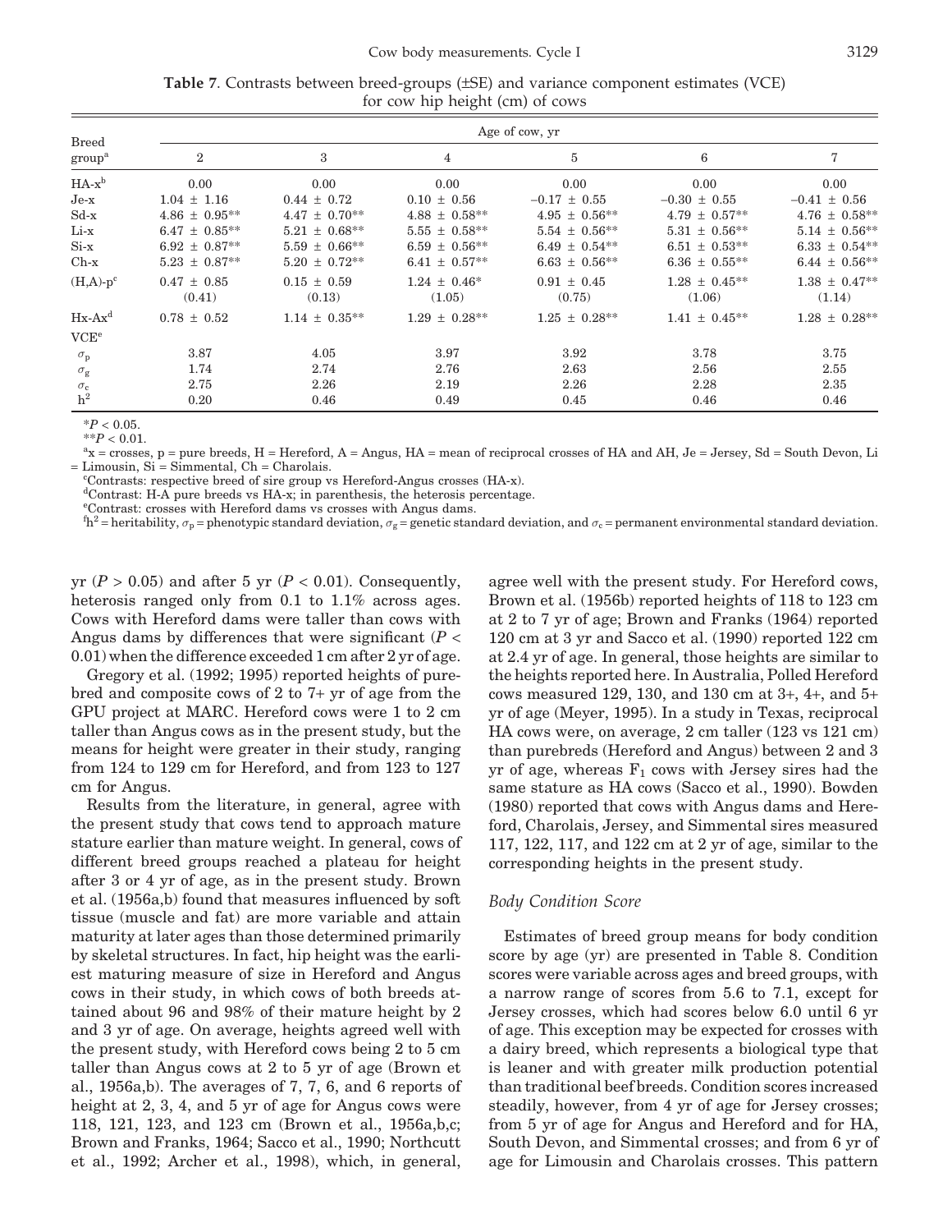**Table 7**. Contrasts between breed-groups (±SE) and variance component estimates (VCE) for cow hip height (cm) of cows

| Breed group[a] | Age of cow, yr | | | | | |
|---|---|---|---|---|---|---|
| | 2 | 3 | 4 | 5 | 6 | 7 |
| HA-x[b] | 0.00 | 0.00 | 0.00 | 0.00 | 0.00 | 0.00 |
| Je-x | 1.04 ± 1.16 | 0.44 ± 0.72 | 0.10 ± 0.56 | −0.17 ± 0.55 | −0.30 ± 0.55 | −0.41 ± 0.56 |
| Sd-x | 4.86 ± 0.95** | 4.47 ± 0.70** | 4.88 ± 0.58** | 4.95 ± 0.56** | 4.79 ± 0.57** | 4.76 ± 0.58** |
| Li-x | 6.47 ± 0.85** | 5.21 ± 0.68** | 5.55 ± 0.58** | 5.54 ± 0.56** | 5.31 ± 0.56** | 5.14 ± 0.56** |
| Si-x | 6.92 ± 0.87** | 5.59 ± 0.66** | 6.59 ± 0.56** | 6.49 ± 0.54** | 6.51 ± 0.53** | 6.33 ± 0.54** |
| Ch-x | 5.23 ± 0.87** | 5.20 ± 0.72** | 6.41 ± 0.57** | 6.63 ± 0.56** | 6.36 ± 0.55** | 6.44 ± 0.56** |
| (H,A)-p[c] | 0.47 ± 0.85 (0.41) | 0.15 ± 0.59 (0.13) | 1.24 ± 0.46* (1.05) | 0.91 ± 0.45 (0.75) | 1.28 ± 0.45** (1.06) | 1.38 ± 0.47** (1.14) |
| Hx-Ax[d] | 0.78 ± 0.52 | 1.14 ± 0.35** | 1.29 ± 0.28** | 1.25 ± 0.28** | 1.41 ± 0.45** | 1.28 ± 0.28** |
| VCE[e] | | | | | | |
| $\sigma_p$ | 3.87 | 4.05 | 3.97 | 3.92 | 3.78 | 3.75 |
| $\sigma_g$ | 1.74 | 2.74 | 2.76 | 2.63 | 2.56 | 2.55 |
| $\sigma_c$ | 2.75 | 2.26 | 2.19 | 2.26 | 2.28 | 2.35 |
| $h^2$ | 0.20 | 0.46 | 0.49 | 0.45 | 0.46 | 0.46 |

*$P < 0.05$.

**$P < 0.01$.

[a]x = crosses, p = pure breeds, H = Hereford, A = Angus, HA = mean of reciprocal crosses of HA and AH, Je = Jersey, Sd = South Devon, Li = Limousin, Si = Simmental, Ch = Charolais.

[c]Contrasts: respective breed of sire group vs Hereford-Angus crosses (HA-x).

[d]Contrast: H-A pure breeds vs HA-x; in parenthesis, the heterosis percentage.

[e]Contrast: crosses with Hereford dams vs crosses with Angus dams.

[f]$h^2$ = heritability, $\sigma_p$ = phenotypic standard deviation, $\sigma_g$ = genetic standard deviation, and $\sigma_c$ = permanent environmental standard deviation.

yr ($P > 0.05$) and after 5 yr ($P < 0.01$). Consequently, heterosis ranged only from 0.1 to 1.1% across ages. Cows with Hereford dams were taller than cows with Angus dams by differences that were significant ($P < 0.01$) when the difference exceeded 1 cm after 2 yr of age.

Gregory et al. (1992; 1995) reported heights of purebred and composite cows of 2 to 7+ yr of age from the GPU project at MARC. Hereford cows were 1 to 2 cm taller than Angus cows as in the present study, but the means for height were greater in their study, ranging from 124 to 129 cm for Hereford, and from 123 to 127 cm for Angus.

Results from the literature, in general, agree with the present study that cows tend to approach mature stature earlier than mature weight. In general, cows of different breed groups reached a plateau for height after 3 or 4 yr of age, as in the present study. Brown et al. (1956a,b) found that measures influenced by soft tissue (muscle and fat) are more variable and attain maturity at later ages than those determined primarily by skeletal structures. In fact, hip height was the earliest maturing measure of size in Hereford and Angus cows in their study, in which cows of both breeds attained about 96 and 98% of their mature height by 2 and 3 yr of age. On average, heights agreed well with the present study, with Hereford cows being 2 to 5 cm taller than Angus cows at 2 to 5 yr of age (Brown et al., 1956a,b). The averages of 7, 7, 6, and 6 reports of height at 2, 3, 4, and 5 yr of age for Angus cows were 118, 121, 123, and 123 cm (Brown et al., 1956a,b,c; Brown and Franks, 1964; Sacco et al., 1990; Northcutt et al., 1992; Archer et al., 1998), which, in general, agree well with the present study. For Hereford cows, Brown et al. (1956b) reported heights of 118 to 123 cm at 2 to 7 yr of age; Brown and Franks (1964) reported 120 cm at 3 yr and Sacco et al. (1990) reported 122 cm at 2.4 yr of age. In general, those heights are similar to the heights reported here. In Australia, Polled Hereford cows measured 129, 130, and 130 cm at 3+, 4+, and 5+ yr of age (Meyer, 1995). In a study in Texas, reciprocal HA cows were, on average, 2 cm taller (123 vs 121 cm) than purebreds (Hereford and Angus) between 2 and 3 yr of age, whereas $F_1$ cows with Jersey sires had the same stature as HA cows (Sacco et al., 1990). Bowden (1980) reported that cows with Angus dams and Hereford, Charolais, Jersey, and Simmental sires measured 117, 122, 117, and 122 cm at 2 yr of age, similar to the corresponding heights in the present study.

### *Body Condition Score*

Estimates of breed group means for body condition score by age (yr) are presented in Table 8. Condition scores were variable across ages and breed groups, with a narrow range of scores from 5.6 to 7.1, except for Jersey crosses, which had scores below 6.0 until 6 yr of age. This exception may be expected for crosses with a dairy breed, which represents a biological type that is leaner and with greater milk production potential than traditional beef breeds. Condition scores increased steadily, however, from 4 yr of age for Jersey crosses; from 5 yr of age for Angus and Hereford and for HA, South Devon, and Simmental crosses; and from 6 yr of age for Limousin and Charolais crosses. This pattern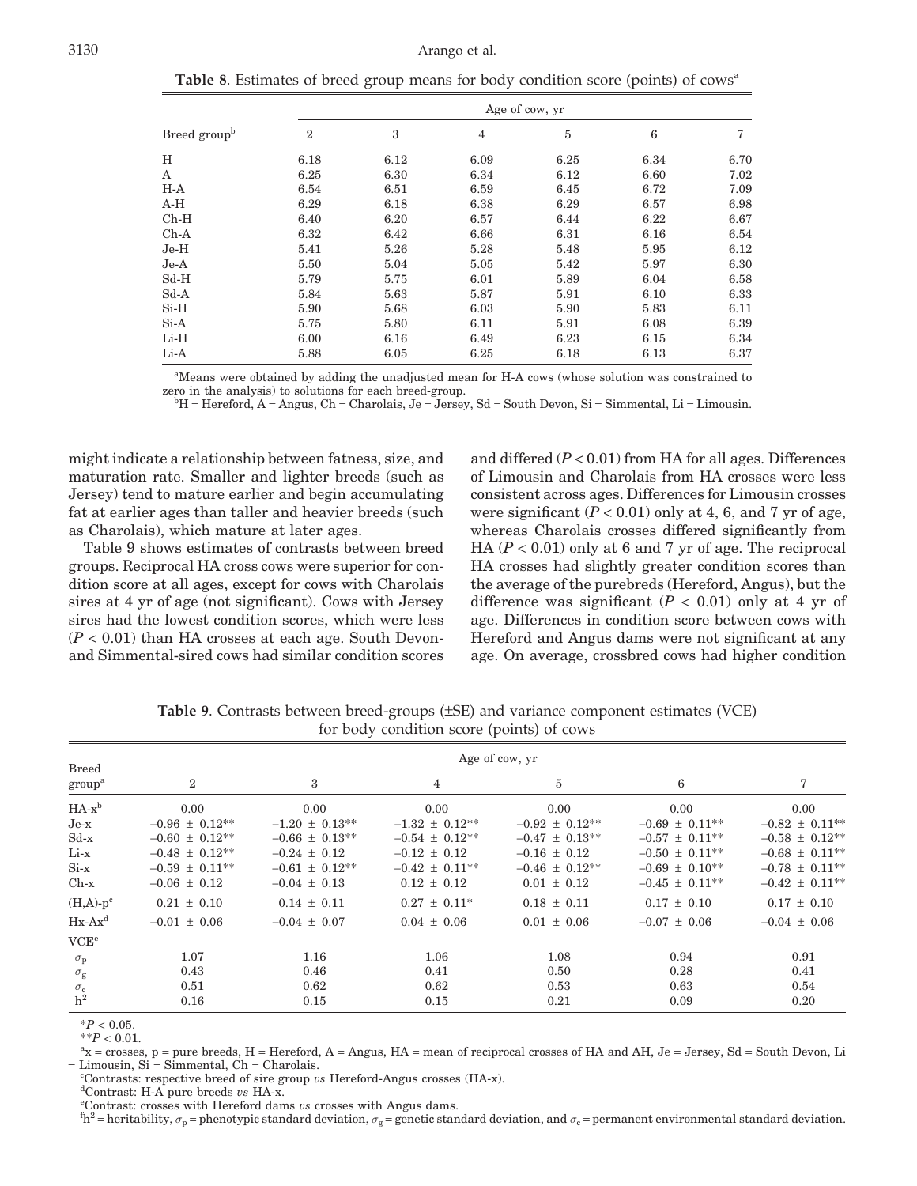**Table 8**. Estimates of breed group means for body condition score (points) of cows[a]

| Breed group[b] | Age of cow, yr | | | | | |
|---|---|---|---|---|---|---|
| | 2 | 3 | 4 | 5 | 6 | 7 |
| H | 6.18 | 6.12 | 6.09 | 6.25 | 6.34 | 6.70 |
| A | 6.25 | 6.30 | 6.34 | 6.12 | 6.60 | 7.02 |
| H-A | 6.54 | 6.51 | 6.59 | 6.45 | 6.72 | 7.09 |
| A-H | 6.29 | 6.18 | 6.38 | 6.29 | 6.57 | 6.98 |
| Ch-H | 6.40 | 6.20 | 6.57 | 6.44 | 6.22 | 6.67 |
| Ch-A | 6.32 | 6.42 | 6.66 | 6.31 | 6.16 | 6.54 |
| Je-H | 5.41 | 5.26 | 5.28 | 5.48 | 5.95 | 6.12 |
| Je-A | 5.50 | 5.04 | 5.05 | 5.42 | 5.97 | 6.30 |
| Sd-H | 5.79 | 5.75 | 6.01 | 5.89 | 6.04 | 6.58 |
| Sd-A | 5.84 | 5.63 | 5.87 | 5.91 | 6.10 | 6.33 |
| Si-H | 5.90 | 5.68 | 6.03 | 5.90 | 5.83 | 6.11 |
| Si-A | 5.75 | 5.80 | 6.11 | 5.91 | 6.08 | 6.39 |
| Li-H | 6.00 | 6.16 | 6.49 | 6.23 | 6.15 | 6.34 |
| Li-A | 5.88 | 6.05 | 6.25 | 6.18 | 6.13 | 6.37 |

[a]Means were obtained by adding the unadjusted mean for H-A cows (whose solution was constrained to zero in the analysis) to solutions for each breed-group.
[b]H = Hereford, A = Angus, Ch = Charolais, Je = Jersey, Sd = South Devon, Si = Simmental, Li = Limousin.

might indicate a relationship between fatness, size, and maturation rate. Smaller and lighter breeds (such as Jersey) tend to mature earlier and begin accumulating fat at earlier ages than taller and heavier breeds (such as Charolais), which mature at later ages.

Table 9 shows estimates of contrasts between breed groups. Reciprocal HA cross cows were superior for condition score at all ages, except for cows with Charolais sires at 4 yr of age (not significant). Cows with Jersey sires had the lowest condition scores, which were less ($P < 0.01$) than HA crosses at each age. South Devon- and Simmental-sired cows had similar condition scores and differed ($P < 0.01$) from HA for all ages. Differences of Limousin and Charolais from HA crosses were less consistent across ages. Differences for Limousin crosses were significant ($P < 0.01$) only at 4, 6, and 7 yr of age, whereas Charolais crosses differed significantly from HA ($P < 0.01$) only at 6 and 7 yr of age. The reciprocal HA crosses had slightly greater condition scores than the average of the purebreds (Hereford, Angus), but the difference was significant ($P < 0.01$) only at 4 yr of age. Differences in condition score between cows with Hereford and Angus dams were not significant at any age. On average, crossbred cows had higher condition

**Table 9**. Contrasts between breed-groups (±SE) and variance component estimates (VCE) for body condition score (points) of cows

| Breed group[a] | Age of cow, yr | | | | | |
|---|---|---|---|---|---|---|
| | 2 | 3 | 4 | 5 | 6 | 7 |
| HA-x[b] | 0.00 | 0.00 | 0.00 | 0.00 | 0.00 | 0.00 |
| Je-x | −0.96 ± 0.12** | −1.20 ± 0.13** | −1.32 ± 0.12** | −0.92 ± 0.12** | −0.69 ± 0.11** | −0.82 ± 0.11** |
| Sd-x | −0.60 ± 0.12** | −0.66 ± 0.13** | −0.54 ± 0.12** | −0.47 ± 0.13** | −0.57 ± 0.11** | −0.58 ± 0.12** |
| Li-x | −0.48 ± 0.12** | −0.24 ± 0.12 | −0.12 ± 0.12 | −0.16 ± 0.12 | −0.50 ± 0.11** | −0.68 ± 0.11** |
| Si-x | −0.59 ± 0.11** | −0.61 ± 0.12** | −0.42 ± 0.11** | −0.46 ± 0.12** | −0.69 ± 0.10** | −0.78 ± 0.11** |
| Ch-x | −0.06 ± 0.12 | −0.04 ± 0.13 | 0.12 ± 0.12 | 0.01 ± 0.12 | −0.45 ± 0.11** | −0.42 ± 0.11** |
| (H,A)-p[c] | 0.21 ± 0.10 | 0.14 ± 0.11 | 0.27 ± 0.11* | 0.18 ± 0.11 | 0.17 ± 0.10 | 0.17 ± 0.10 |
| Hx-Ax[d] | −0.01 ± 0.06 | −0.04 ± 0.07 | 0.04 ± 0.06 | 0.01 ± 0.06 | −0.07 ± 0.06 | −0.04 ± 0.06 |
| VCE[e] | | | | | | |
| $\sigma_p$ | 1.07 | 1.16 | 1.06 | 1.08 | 0.94 | 0.91 |
| $\sigma_g$ | 0.43 | 0.46 | 0.41 | 0.50 | 0.28 | 0.41 |
| $\sigma_c$ | 0.51 | 0.62 | 0.62 | 0.53 | 0.63 | 0.54 |
| $h^2$ | 0.16 | 0.15 | 0.15 | 0.21 | 0.09 | 0.20 |

*$P < 0.05$.
**$P < 0.01$.
[a]x = crosses, p = pure breeds, H = Hereford, A = Angus, HA = mean of reciprocal crosses of HA and AH, Je = Jersey, Sd = South Devon, Li = Limousin, Si = Simmental, Ch = Charolais.
[c]Contrasts: respective breed of sire group *vs* Hereford-Angus crosses (HA-x).
[d]Contrast: H-A pure breeds *vs* HA-x.
[e]Contrast: crosses with Hereford dams *vs* crosses with Angus dams.
[f]$h^2$ = heritability, $\sigma_p$ = phenotypic standard deviation, $\sigma_g$ = genetic standard deviation, and $\sigma_c$ = permanent environmental standard deviation.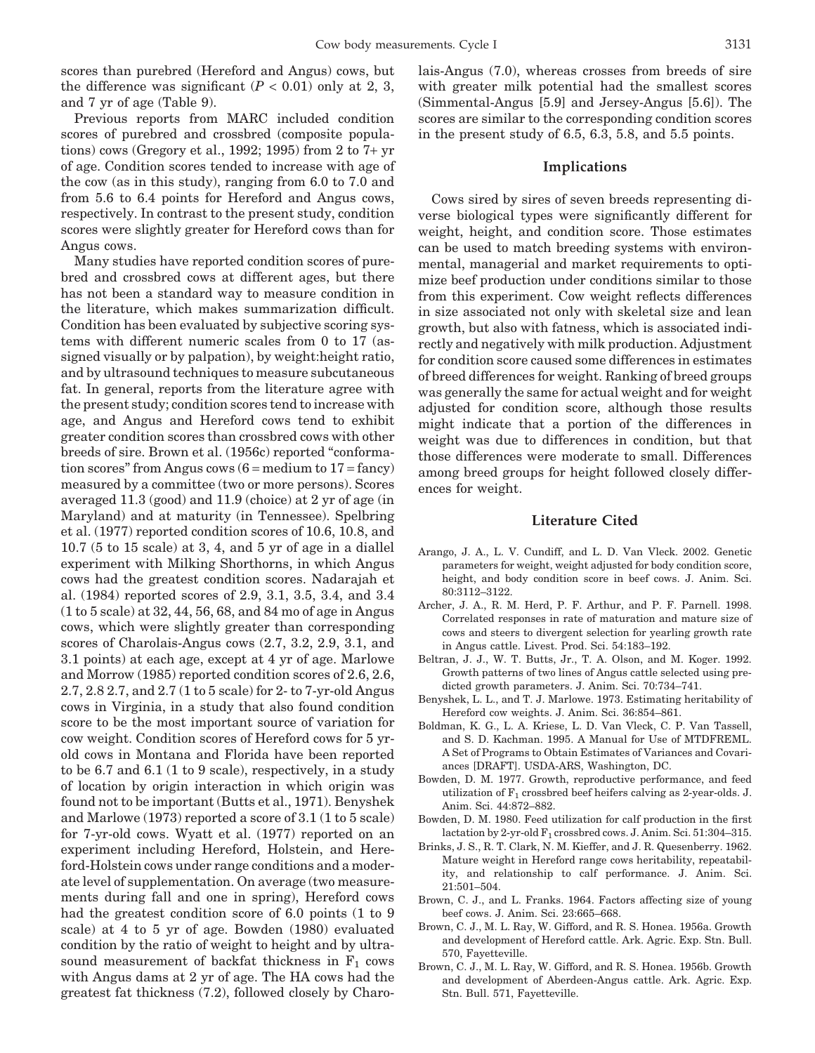scores than purebred (Hereford and Angus) cows, but the difference was significant ($P < 0.01$) only at 2, 3, and 7 yr of age (Table 9).

Previous reports from MARC included condition scores of purebred and crossbred (composite populations) cows (Gregory et al., 1992; 1995) from 2 to 7+ yr of age. Condition scores tended to increase with age of the cow (as in this study), ranging from 6.0 to 7.0 and from 5.6 to 6.4 points for Hereford and Angus cows, respectively. In contrast to the present study, condition scores were slightly greater for Hereford cows than for Angus cows.

Many studies have reported condition scores of purebred and crossbred cows at different ages, but there has not been a standard way to measure condition in the literature, which makes summarization difficult. Condition has been evaluated by subjective scoring systems with different numeric scales from 0 to 17 (assigned visually or by palpation), by weight:height ratio, and by ultrasound techniques to measure subcutaneous fat. In general, reports from the literature agree with the present study; condition scores tend to increase with age, and Angus and Hereford cows tend to exhibit greater condition scores than crossbred cows with other breeds of sire. Brown et al. (1956c) reported "conformation scores" from Angus cows (6 = medium to 17 = fancy) measured by a committee (two or more persons). Scores averaged 11.3 (good) and 11.9 (choice) at 2 yr of age (in Maryland) and at maturity (in Tennessee). Spelbring et al. (1977) reported condition scores of 10.6, 10.8, and 10.7 (5 to 15 scale) at 3, 4, and 5 yr of age in a diallel experiment with Milking Shorthorns, in which Angus cows had the greatest condition scores. Nadarajah et al. (1984) reported scores of 2.9, 3.1, 3.5, 3.4, and 3.4 (1 to 5 scale) at 32, 44, 56, 68, and 84 mo of age in Angus cows, which were slightly greater than corresponding scores of Charolais-Angus cows (2.7, 3.2, 2.9, 3.1, and 3.1 points) at each age, except at 4 yr of age. Marlowe and Morrow (1985) reported condition scores of 2.6, 2.6, 2.7, 2.8 2.7, and 2.7 (1 to 5 scale) for 2- to 7-yr-old Angus cows in Virginia, in a study that also found condition score to be the most important source of variation for cow weight. Condition scores of Hereford cows for 5 yr-old cows in Montana and Florida have been reported to be 6.7 and 6.1 (1 to 9 scale), respectively, in a study of location by origin interaction in which origin was found not to be important (Butts et al., 1971). Benyshek and Marlowe (1973) reported a score of 3.1 (1 to 5 scale) for 7-yr-old cows. Wyatt et al. (1977) reported on an experiment including Hereford, Holstein, and Hereford-Holstein cows under range conditions and a moderate level of supplementation. On average (two measurements during fall and one in spring), Hereford cows had the greatest condition score of 6.0 points (1 to 9 scale) at 4 to 5 yr of age. Bowden (1980) evaluated condition by the ratio of weight to height and by ultrasound measurement of backfat thickness in $F_1$ cows with Angus dams at 2 yr of age. The HA cows had the greatest fat thickness (7.2), followed closely by Charolais-Angus (7.0), whereas crosses from breeds of sire with greater milk potential had the smallest scores (Simmental-Angus [5.9] and Jersey-Angus [5.6]). The scores are similar to the corresponding condition scores in the present study of 6.5, 6.3, 5.8, and 5.5 points.

## Implications

Cows sired by sires of seven breeds representing diverse biological types were significantly different for weight, height, and condition score. Those estimates can be used to match breeding systems with environmental, managerial and market requirements to optimize beef production under conditions similar to those from this experiment. Cow weight reflects differences in size associated not only with skeletal size and lean growth, but also with fatness, which is associated indirectly and negatively with milk production. Adjustment for condition score caused some differences in estimates of breed differences for weight. Ranking of breed groups was generally the same for actual weight and for weight adjusted for condition score, although those results might indicate that a portion of the differences in weight was due to differences in condition, but that those differences were moderate to small. Differences among breed groups for height followed closely differences for weight.

## Literature Cited

Arango, J. A., L. V. Cundiff, and L. D. Van Vleck. 2002. Genetic parameters for weight, weight adjusted for body condition score, height, and body condition score in beef cows. J. Anim. Sci. 80:3112–3122.

Archer, J. A., R. M. Herd, P. F. Arthur, and P. F. Parnell. 1998. Correlated responses in rate of maturation and mature size of cows and steers to divergent selection for yearling growth rate in Angus cattle. Livest. Prod. Sci. 54:183–192.

Beltran, J. J., W. T. Butts, Jr., T. A. Olson, and M. Koger. 1992. Growth patterns of two lines of Angus cattle selected using predicted growth parameters. J. Anim. Sci. 70:734–741.

Benyshek, L. L., and T. J. Marlowe. 1973. Estimating heritability of Hereford cow weights. J. Anim. Sci. 36:854–861.

Boldman, K. G., L. A. Kriese, L. D. Van Vleck, C. P. Van Tassell, and S. D. Kachman. 1995. A Manual for Use of MTDFREML. A Set of Programs to Obtain Estimates of Variances and Covariances [DRAFT]. USDA-ARS, Washington, DC.

Bowden, D. M. 1977. Growth, reproductive performance, and feed utilization of $F_1$ crossbred beef heifers calving as 2-year-olds. J. Anim. Sci. 44:872–882.

Bowden, D. M. 1980. Feed utilization for calf production in the first lactation by 2-yr-old $F_1$ crossbred cows. J. Anim. Sci. 51:304–315.

Brinks, J. S., R. T. Clark, N. M. Kieffer, and J. R. Quesenberry. 1962. Mature weight in Hereford range cows heritability, repeatability, and relationship to calf performance. J. Anim. Sci. 21:501–504.

Brown, C. J., and L. Franks. 1964. Factors affecting size of young beef cows. J. Anim. Sci. 23:665–668.

Brown, C. J., M. L. Ray, W. Gifford, and R. S. Honea. 1956a. Growth and development of Hereford cattle. Ark. Agric. Exp. Stn. Bull. 570, Fayetteville.

Brown, C. J., M. L. Ray, W. Gifford, and R. S. Honea. 1956b. Growth and development of Aberdeen-Angus cattle. Ark. Agric. Exp. Stn. Bull. 571, Fayetteville.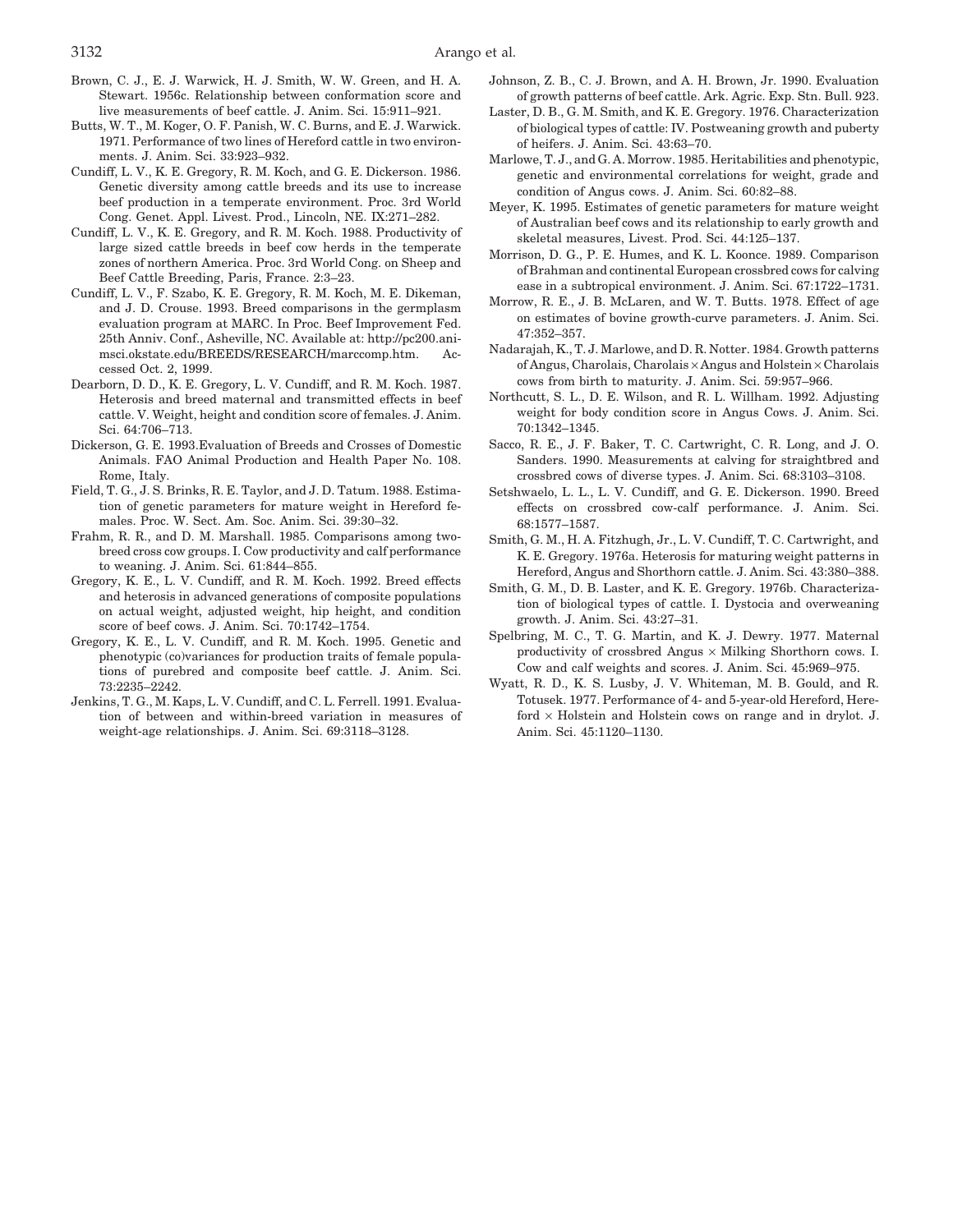Brown, C. J., E. J. Warwick, H. J. Smith, W. W. Green, and H. A. Stewart. 1956c. Relationship between conformation score and live measurements of beef cattle. J. Anim. Sci. 15:911–921.

Butts, W. T., M. Koger, O. F. Panish, W. C. Burns, and E. J. Warwick. 1971. Performance of two lines of Hereford cattle in two environments. J. Anim. Sci. 33:923–932.

Cundiff, L. V., K. E. Gregory, R. M. Koch, and G. E. Dickerson. 1986. Genetic diversity among cattle breeds and its use to increase beef production in a temperate environment. Proc. 3rd World Cong. Genet. Appl. Livest. Prod., Lincoln, NE. IX:271–282.

Cundiff, L. V., K. E. Gregory, and R. M. Koch. 1988. Productivity of large sized cattle breeds in beef cow herds in the temperate zones of northern America. Proc. 3rd World Cong. on Sheep and Beef Cattle Breeding, Paris, France. 2:3–23.

Cundiff, L. V., F. Szabo, K. E. Gregory, R. M. Koch, M. E. Dikeman, and J. D. Crouse. 1993. Breed comparisons in the germplasm evaluation program at MARC. In Proc. Beef Improvement Fed. 25th Anniv. Conf., Asheville, NC. Available at: http://pc200.animsci.okstate.edu/BREEDS/RESEARCH/marccomp.htm. Accessed Oct. 2, 1999.

Dearborn, D. D., K. E. Gregory, L. V. Cundiff, and R. M. Koch. 1987. Heterosis and breed maternal and transmitted effects in beef cattle. V. Weight, height and condition score of females. J. Anim. Sci. 64:706–713.

Dickerson, G. E. 1993.Evaluation of Breeds and Crosses of Domestic Animals. FAO Animal Production and Health Paper No. 108. Rome, Italy.

Field, T. G., J. S. Brinks, R. E. Taylor, and J. D. Tatum. 1988. Estimation of genetic parameters for mature weight in Hereford females. Proc. W. Sect. Am. Soc. Anim. Sci. 39:30–32.

Frahm, R. R., and D. M. Marshall. 1985. Comparisons among two-breed cross cow groups. I. Cow productivity and calf performance to weaning. J. Anim. Sci. 61:844–855.

Gregory, K. E., L. V. Cundiff, and R. M. Koch. 1992. Breed effects and heterosis in advanced generations of composite populations on actual weight, adjusted weight, hip height, and condition score of beef cows. J. Anim. Sci. 70:1742–1754.

Gregory, K. E., L. V. Cundiff, and R. M. Koch. 1995. Genetic and phenotypic (co)variances for production traits of female populations of purebred and composite beef cattle. J. Anim. Sci. 73:2235–2242.

Jenkins, T. G., M. Kaps, L. V. Cundiff, and C. L. Ferrell. 1991. Evaluation of between and within-breed variation in measures of weight-age relationships. J. Anim. Sci. 69:3118–3128.

Johnson, Z. B., C. J. Brown, and A. H. Brown, Jr. 1990. Evaluation of growth patterns of beef cattle. Ark. Agric. Exp. Stn. Bull. 923.

Laster, D. B., G. M. Smith, and K. E. Gregory. 1976. Characterization of biological types of cattle: IV. Postweaning growth and puberty of heifers. J. Anim. Sci. 43:63–70.

Marlowe, T. J., and G. A. Morrow. 1985. Heritabilities and phenotypic, genetic and environmental correlations for weight, grade and condition of Angus cows. J. Anim. Sci. 60:82–88.

Meyer, K. 1995. Estimates of genetic parameters for mature weight of Australian beef cows and its relationship to early growth and skeletal measures, Livest. Prod. Sci. 44:125–137.

Morrison, D. G., P. E. Humes, and K. L. Koonce. 1989. Comparison of Brahman and continental European crossbred cows for calving ease in a subtropical environment. J. Anim. Sci. 67:1722–1731.

Morrow, R. E., J. B. McLaren, and W. T. Butts. 1978. Effect of age on estimates of bovine growth-curve parameters. J. Anim. Sci. 47:352–357.

Nadarajah, K., T. J. Marlowe, and D. R. Notter. 1984. Growth patterns of Angus, Charolais, Charolais × Angus and Holstein × Charolais cows from birth to maturity. J. Anim. Sci. 59:957–966.

Northcutt, S. L., D. E. Wilson, and R. L. Willham. 1992. Adjusting weight for body condition score in Angus Cows. J. Anim. Sci. 70:1342–1345.

Sacco, R. E., J. F. Baker, T. C. Cartwright, C. R. Long, and J. O. Sanders. 1990. Measurements at calving for straightbred and crossbred cows of diverse types. J. Anim. Sci. 68:3103–3108.

Setshwaelo, L. L., L. V. Cundiff, and G. E. Dickerson. 1990. Breed effects on crossbred cow-calf performance. J. Anim. Sci. 68:1577–1587.

Smith, G. M., H. A. Fitzhugh, Jr., L. V. Cundiff, T. C. Cartwright, and K. E. Gregory. 1976a. Heterosis for maturing weight patterns in Hereford, Angus and Shorthorn cattle. J. Anim. Sci. 43:380–388.

Smith, G. M., D. B. Laster, and K. E. Gregory. 1976b. Characterization of biological types of cattle. I. Dystocia and overweaning growth. J. Anim. Sci. 43:27–31.

Spelbring, M. C., T. G. Martin, and K. J. Dewry. 1977. Maternal productivity of crossbred Angus × Milking Shorthorn cows. I. Cow and calf weights and scores. J. Anim. Sci. 45:969–975.

Wyatt, R. D., K. S. Lusby, J. V. Whiteman, M. B. Gould, and R. Totusek. 1977. Performance of 4- and 5-year-old Hereford, Hereford × Holstein and Holstein cows on range and in drylot. J. Anim. Sci. 45:1120–1130.